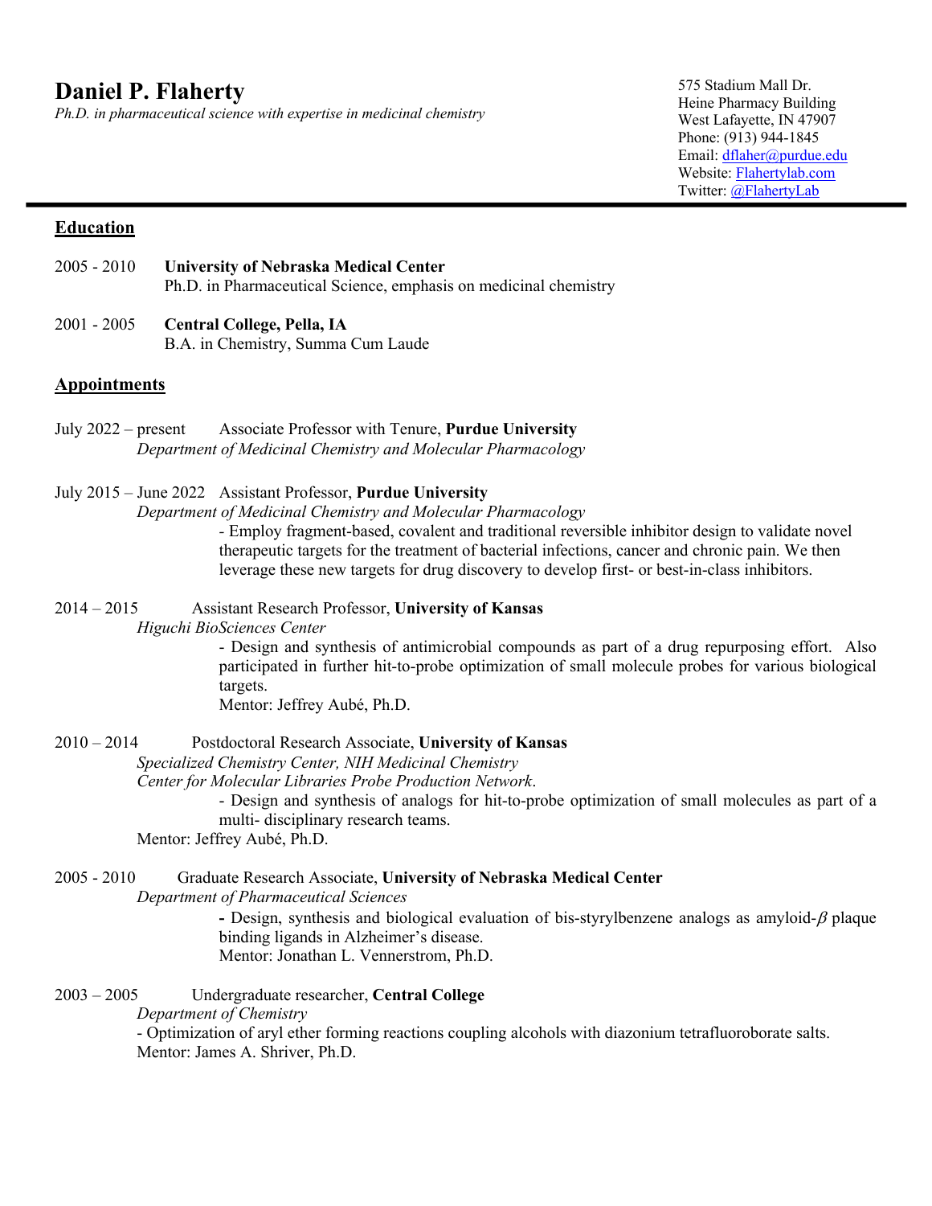# Daniel P. Flaherty

*Ph.D. in pharmaceutical science with expertise in medicinal chemistry*

575 Stadium Mall Dr.
Heine Pharmacy Building
West Lafayette, IN 47907
Phone: (913) 944-1845
Email: dflaher@purdue.edu
Website: Flahertylab.com
Twitter: @FlahertyLab

## Education

2005 - 2010 **University of Nebraska Medical Center**
Ph.D. in Pharmaceutical Science, emphasis on medicinal chemistry

2001 - 2005 **Central College, Pella, IA**
B.A. in Chemistry, Summa Cum Laude

## Appointments

July 2022 – present Associate Professor with Tenure, **Purdue University**
*Department of Medicinal Chemistry and Molecular Pharmacology*

July 2015 – June 2022 Assistant Professor, **Purdue University**
*Department of Medicinal Chemistry and Molecular Pharmacology*
- Employ fragment-based, covalent and traditional reversible inhibitor design to validate novel therapeutic targets for the treatment of bacterial infections, cancer and chronic pain. We then leverage these new targets for drug discovery to develop first- or best-in-class inhibitors.

2014 – 2015 Assistant Research Professor, **University of Kansas**
*Higuchi BioSciences Center*
- Design and synthesis of antimicrobial compounds as part of a drug repurposing effort. Also participated in further hit-to-probe optimization of small molecule probes for various biological targets.

Mentor: Jeffrey Aubé, Ph.D.

2010 – 2014 Postdoctoral Research Associate, **University of Kansas**
*Specialized Chemistry Center, NIH Medicinal Chemistry*
*Center for Molecular Libraries Probe Production Network*.
- Design and synthesis of analogs for hit-to-probe optimization of small molecules as part of a multi- disciplinary research teams.

Mentor: Jeffrey Aubé, Ph.D.

2005 - 2010 Graduate Research Associate, **University of Nebraska Medical Center**
*Department of Pharmaceutical Sciences*
- Design, synthesis and biological evaluation of bis-styrylbenzene analogs as amyloid-$\beta$ plaque binding ligands in Alzheimer's disease.

Mentor: Jonathan L. Vennerstrom, Ph.D.

2003 – 2005 Undergraduate researcher, **Central College**
*Department of Chemistry*
- Optimization of aryl ether forming reactions coupling alcohols with diazonium tetrafluoroborate salts.

Mentor: James A. Shriver, Ph.D.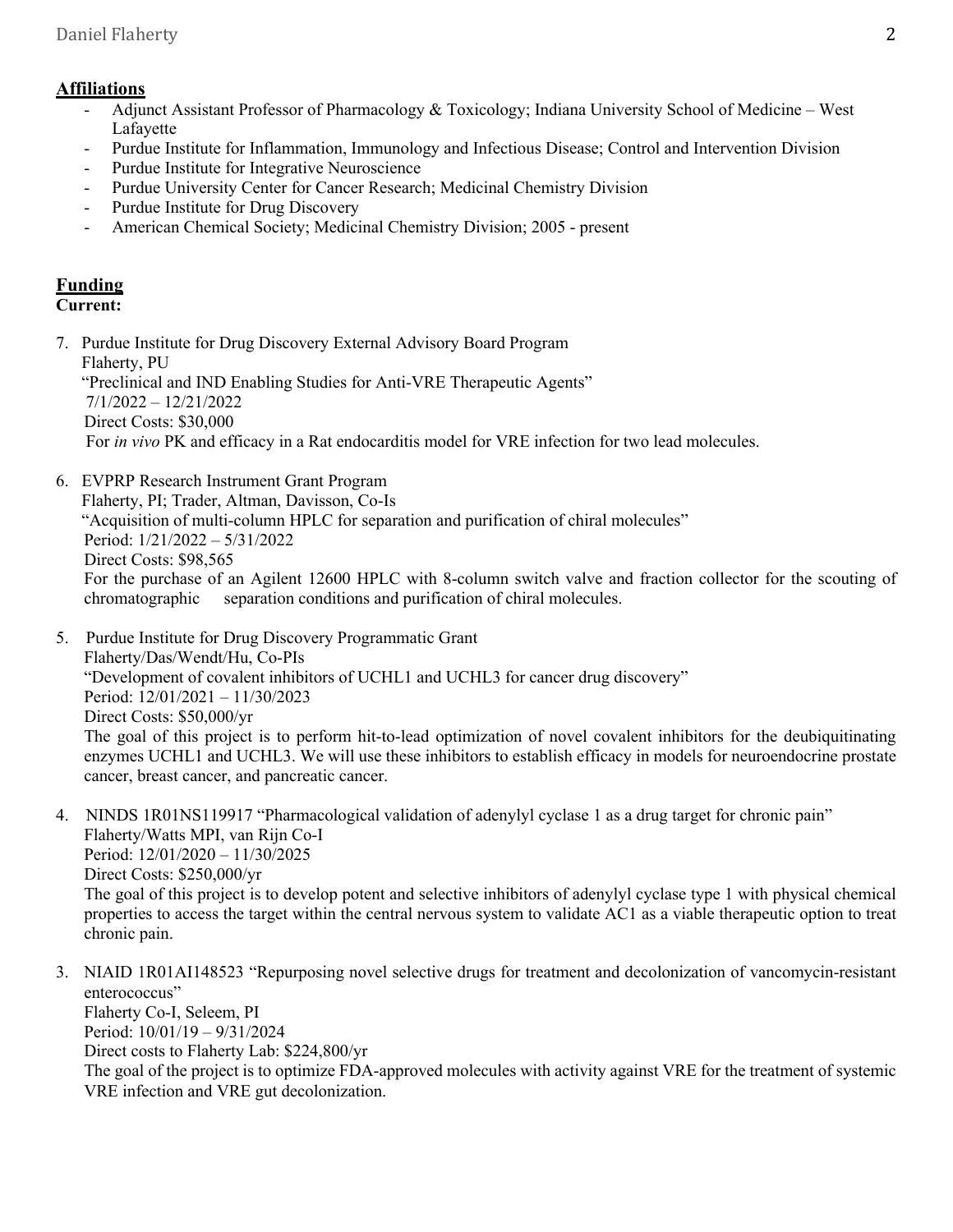## Affiliations

- Adjunct Assistant Professor of Pharmacology & Toxicology; Indiana University School of Medicine – West Lafayette
- Purdue Institute for Inflammation, Immunology and Infectious Disease; Control and Intervention Division
- Purdue Institute for Integrative Neuroscience
- Purdue University Center for Cancer Research; Medicinal Chemistry Division
- Purdue Institute for Drug Discovery
- American Chemical Society; Medicinal Chemistry Division; 2005 - present

## Funding

**Current:**

7. Purdue Institute for Drug Discovery External Advisory Board Program
   Flaherty, PU
   "Preclinical and IND Enabling Studies for Anti-VRE Therapeutic Agents"
   7/1/2022 – 12/21/2022
   Direct Costs: $30,000
   For *in vivo* PK and efficacy in a Rat endocarditis model for VRE infection for two lead molecules.

6. EVPRP Research Instrument Grant Program
   Flaherty, PI; Trader, Altman, Davisson, Co-Is
   "Acquisition of multi-column HPLC for separation and purification of chiral molecules"
   Period: 1/21/2022 – 5/31/2022
   Direct Costs: $98,565
   For the purchase of an Agilent 12600 HPLC with 8-column switch valve and fraction collector for the scouting of chromatographic separation conditions and purification of chiral molecules.

5. Purdue Institute for Drug Discovery Programmatic Grant
   Flaherty/Das/Wendt/Hu, Co-PIs
   "Development of covalent inhibitors of UCHL1 and UCHL3 for cancer drug discovery"
   Period: 12/01/2021 – 11/30/2023
   Direct Costs: $50,000/yr
   The goal of this project is to perform hit-to-lead optimization of novel covalent inhibitors for the deubiquitinating enzymes UCHL1 and UCHL3. We will use these inhibitors to establish efficacy in models for neuroendocrine prostate cancer, breast cancer, and pancreatic cancer.

4. NINDS 1R01NS119917 "Pharmacological validation of adenylyl cyclase 1 as a drug target for chronic pain"
   Flaherty/Watts MPI, van Rijn Co-I
   Period: 12/01/2020 – 11/30/2025
   Direct Costs: $250,000/yr
   The goal of this project is to develop potent and selective inhibitors of adenylyl cyclase type 1 with physical chemical properties to access the target within the central nervous system to validate AC1 as a viable therapeutic option to treat chronic pain.

3. NIAID 1R01AI148523 "Repurposing novel selective drugs for treatment and decolonization of vancomycin-resistant enterococcus"
   Flaherty Co-I, Seleem, PI
   Period: 10/01/19 – 9/31/2024
   Direct costs to Flaherty Lab: $224,800/yr
   The goal of the project is to optimize FDA-approved molecules with activity against VRE for the treatment of systemic VRE infection and VRE gut decolonization.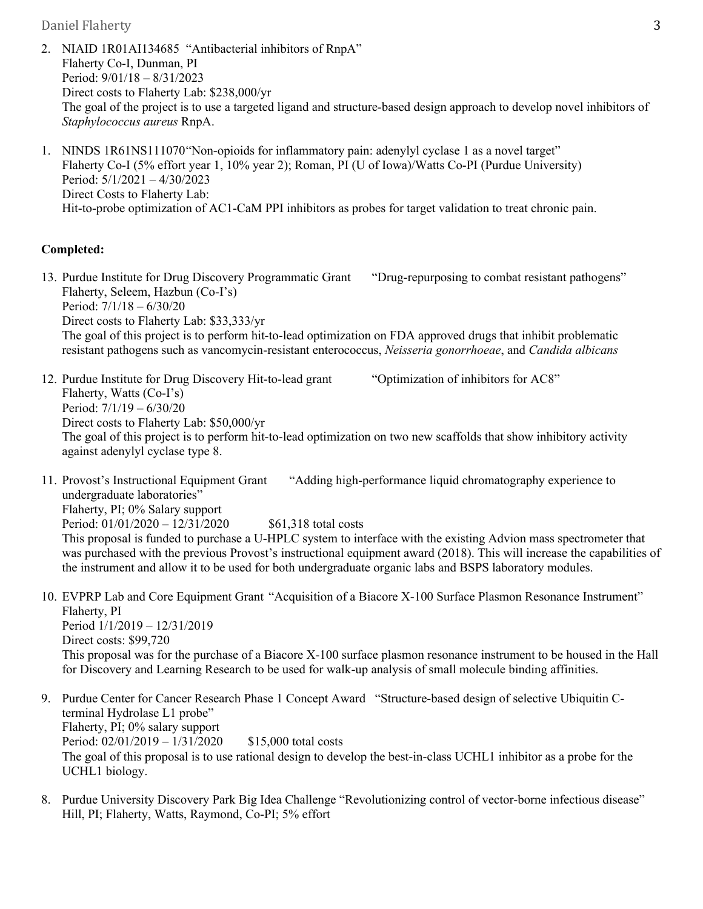2. NIAID 1R01AI134685 "Antibacterial inhibitors of RnpA"
   Flaherty Co-I, Dunman, PI
   Period: 9/01/18 – 8/31/2023
   Direct costs to Flaherty Lab: $238,000/yr
   The goal of the project is to use a targeted ligand and structure-based design approach to develop novel inhibitors of *Staphylococcus aureus* RnpA.

1. NINDS 1R61NS111070"Non-opioids for inflammatory pain: adenylyl cyclase 1 as a novel target"
   Flaherty Co-I (5% effort year 1, 10% year 2); Roman, PI (U of Iowa)/Watts Co-PI (Purdue University)
   Period: 5/1/2021 – 4/30/2023
   Direct Costs to Flaherty Lab:
   Hit-to-probe optimization of AC1-CaM PPI inhibitors as probes for target validation to treat chronic pain.

**Completed:**

13. Purdue Institute for Drug Discovery Programmatic Grant "Drug-repurposing to combat resistant pathogens"
    Flaherty, Seleem, Hazbun (Co-I's)
    Period: 7/1/18 – 6/30/20
    Direct costs to Flaherty Lab: $33,333/yr
    The goal of this project is to perform hit-to-lead optimization on FDA approved drugs that inhibit problematic resistant pathogens such as vancomycin-resistant enterococcus, *Neisseria gonorrhoeae*, and *Candida albicans*

12. Purdue Institute for Drug Discovery Hit-to-lead grant "Optimization of inhibitors for AC8"
    Flaherty, Watts (Co-I's)
    Period: 7/1/19 – 6/30/20
    Direct costs to Flaherty Lab: $50,000/yr
    The goal of this project is to perform hit-to-lead optimization on two new scaffolds that show inhibitory activity against adenylyl cyclase type 8.

11. Provost's Instructional Equipment Grant "Adding high-performance liquid chromatography experience to undergraduate laboratories"
    Flaherty, PI; 0% Salary support
    Period: 01/01/2020 – 12/31/2020 $61,318 total costs
    This proposal is funded to purchase a U-HPLC system to interface with the existing Advion mass spectrometer that was purchased with the previous Provost's instructional equipment award (2018). This will increase the capabilities of the instrument and allow it to be used for both undergraduate organic labs and BSPS laboratory modules.

10. EVPRP Lab and Core Equipment Grant "Acquisition of a Biacore X-100 Surface Plasmon Resonance Instrument"
    Flaherty, PI
    Period 1/1/2019 – 12/31/2019
    Direct costs: $99,720
    This proposal was for the purchase of a Biacore X-100 surface plasmon resonance instrument to be housed in the Hall for Discovery and Learning Research to be used for walk-up analysis of small molecule binding affinities.

9. Purdue Center for Cancer Research Phase 1 Concept Award "Structure-based design of selective Ubiquitin C-terminal Hydrolase L1 probe"
   Flaherty, PI; 0% salary support
   Period: 02/01/2019 – 1/31/2020 $15,000 total costs
   The goal of this proposal is to use rational design to develop the best-in-class UCHL1 inhibitor as a probe for the UCHL1 biology.

8. Purdue University Discovery Park Big Idea Challenge "Revolutionizing control of vector-borne infectious disease"
   Hill, PI; Flaherty, Watts, Raymond, Co-PI; 5% effort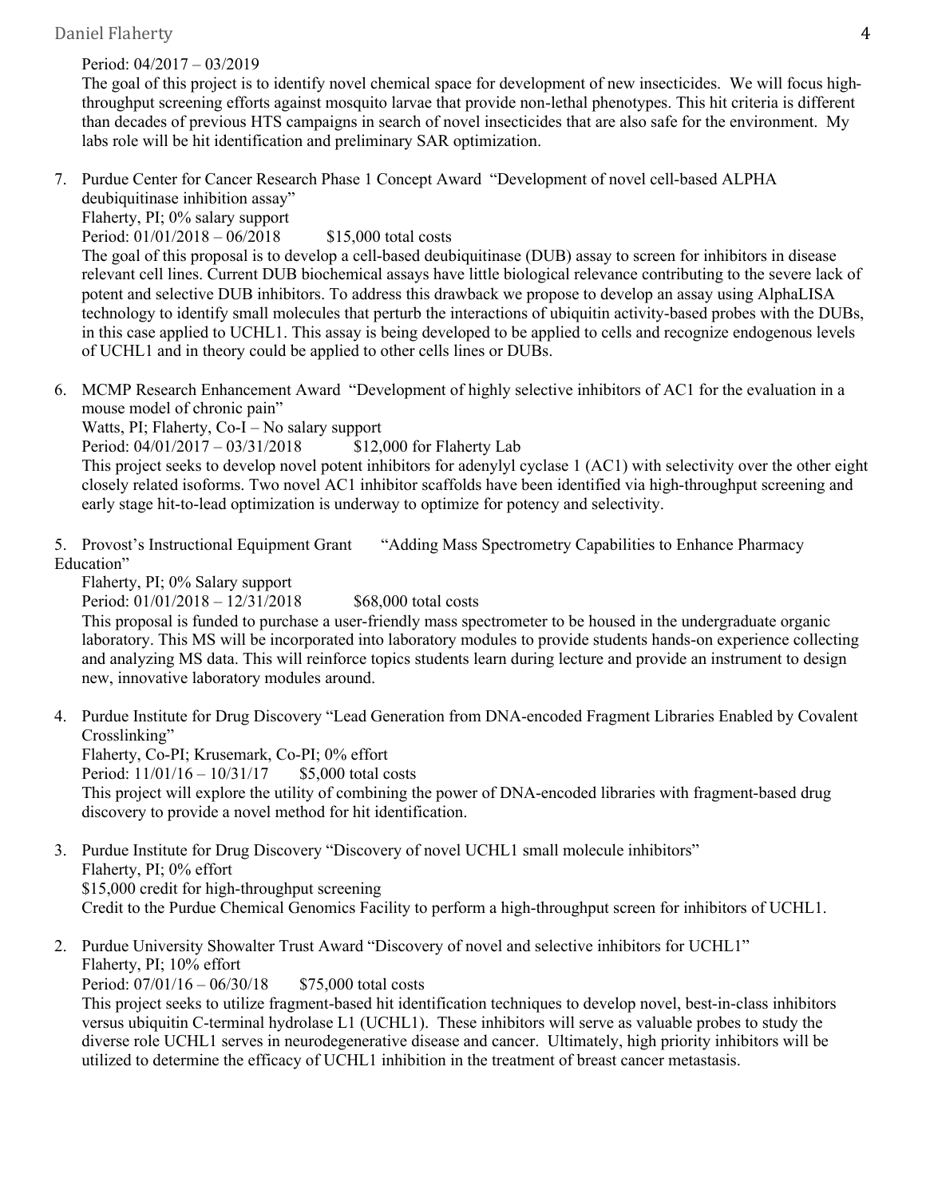Period: 04/2017 – 03/2019

The goal of this project is to identify novel chemical space for development of new insecticides. We will focus high-throughput screening efforts against mosquito larvae that provide non-lethal phenotypes. This hit criteria is different than decades of previous HTS campaigns in search of novel insecticides that are also safe for the environment. My labs role will be hit identification and preliminary SAR optimization.

7. Purdue Center for Cancer Research Phase 1 Concept Award "Development of novel cell-based ALPHA deubiquitinase inhibition assay"
   Flaherty, PI; 0% salary support
   Period: 01/01/2018 – 06/2018 $15,000 total costs
   The goal of this proposal is to develop a cell-based deubiquitinase (DUB) assay to screen for inhibitors in disease relevant cell lines. Current DUB biochemical assays have little biological relevance contributing to the severe lack of potent and selective DUB inhibitors. To address this drawback we propose to develop an assay using AlphaLISA technology to identify small molecules that perturb the interactions of ubiquitin activity-based probes with the DUBs, in this case applied to UCHL1. This assay is being developed to be applied to cells and recognize endogenous levels of UCHL1 and in theory could be applied to other cells lines or DUBs.

6. MCMP Research Enhancement Award "Development of highly selective inhibitors of AC1 for the evaluation in a mouse model of chronic pain"
   Watts, PI; Flaherty, Co-I – No salary support
   Period: 04/01/2017 – 03/31/2018 $12,000 for Flaherty Lab
   This project seeks to develop novel potent inhibitors for adenylyl cyclase 1 (AC1) with selectivity over the other eight closely related isoforms. Two novel AC1 inhibitor scaffolds have been identified via high-throughput screening and early stage hit-to-lead optimization is underway to optimize for potency and selectivity.

5. Provost's Instructional Equipment Grant "Adding Mass Spectrometry Capabilities to Enhance Pharmacy Education"
   Flaherty, PI; 0% Salary support
   Period: 01/01/2018 – 12/31/2018 $68,000 total costs
   This proposal is funded to purchase a user-friendly mass spectrometer to be housed in the undergraduate organic laboratory. This MS will be incorporated into laboratory modules to provide students hands-on experience collecting and analyzing MS data. This will reinforce topics students learn during lecture and provide an instrument to design new, innovative laboratory modules around.

4. Purdue Institute for Drug Discovery "Lead Generation from DNA-encoded Fragment Libraries Enabled by Covalent Crosslinking"
   Flaherty, Co-PI; Krusemark, Co-PI; 0% effort
   Period: 11/01/16 – 10/31/17 $5,000 total costs
   This project will explore the utility of combining the power of DNA-encoded libraries with fragment-based drug discovery to provide a novel method for hit identification.

3. Purdue Institute for Drug Discovery "Discovery of novel UCHL1 small molecule inhibitors"
   Flaherty, PI; 0% effort
   $15,000 credit for high-throughput screening
   Credit to the Purdue Chemical Genomics Facility to perform a high-throughput screen for inhibitors of UCHL1.

2. Purdue University Showalter Trust Award "Discovery of novel and selective inhibitors for UCHL1"
   Flaherty, PI; 10% effort
   Period: 07/01/16 – 06/30/18 $75,000 total costs
   This project seeks to utilize fragment-based hit identification techniques to develop novel, best-in-class inhibitors versus ubiquitin C-terminal hydrolase L1 (UCHL1). These inhibitors will serve as valuable probes to study the diverse role UCHL1 serves in neurodegenerative disease and cancer. Ultimately, high priority inhibitors will be utilized to determine the efficacy of UCHL1 inhibition in the treatment of breast cancer metastasis.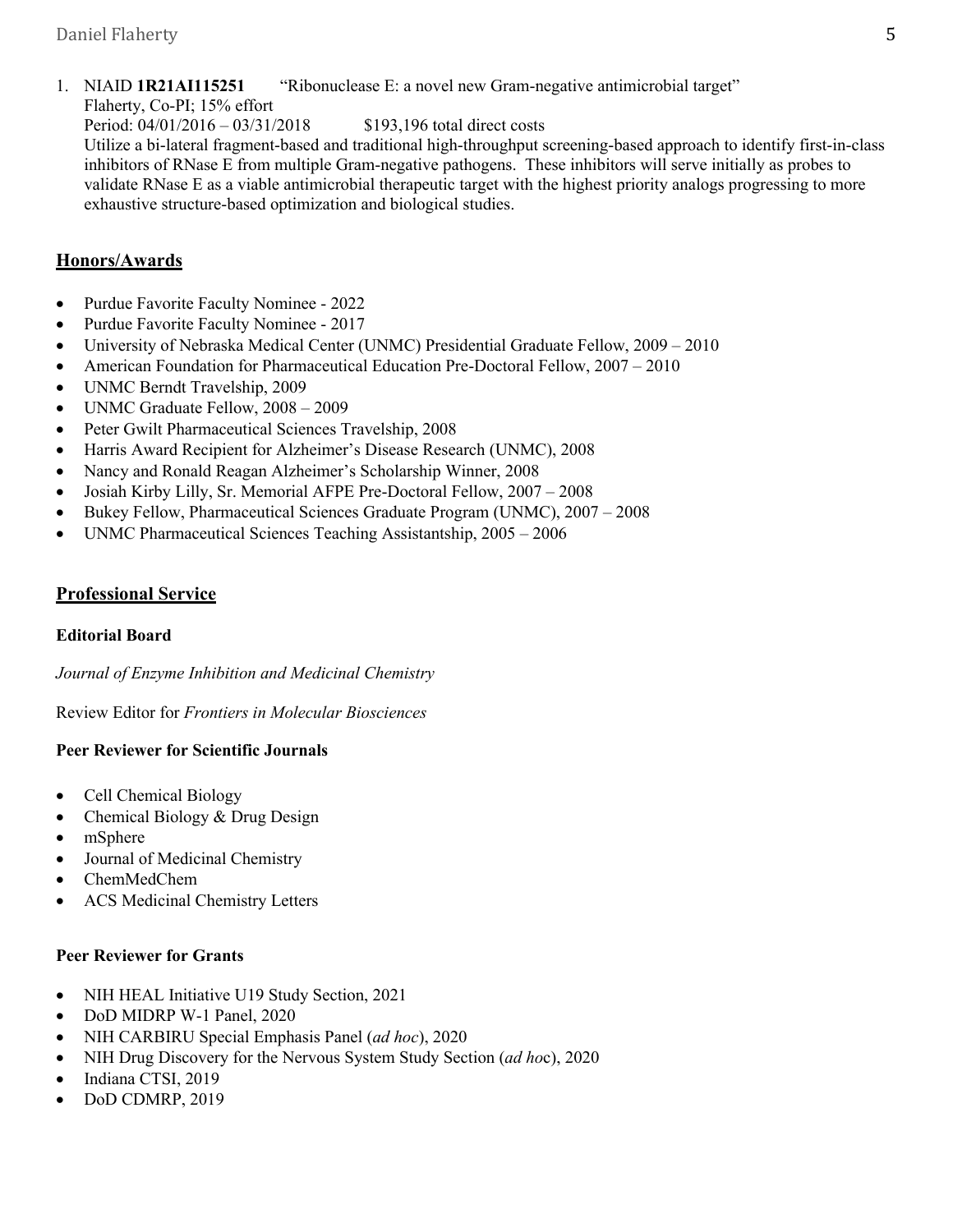1. NIAID **1R21AI115251** "Ribonuclease E: a novel new Gram-negative antimicrobial target"
   Flaherty, Co-PI; 15% effort
   Period: 04/01/2016 – 03/31/2018 $193,196 total direct costs
   Utilize a bi-lateral fragment-based and traditional high-throughput screening-based approach to identify first-in-class inhibitors of RNase E from multiple Gram-negative pathogens. These inhibitors will serve initially as probes to validate RNase E as a viable antimicrobial therapeutic target with the highest priority analogs progressing to more exhaustive structure-based optimization and biological studies.

## Honors/Awards

- Purdue Favorite Faculty Nominee - 2022
- Purdue Favorite Faculty Nominee - 2017
- University of Nebraska Medical Center (UNMC) Presidential Graduate Fellow, 2009 – 2010
- American Foundation for Pharmaceutical Education Pre-Doctoral Fellow, 2007 – 2010
- UNMC Berndt Travelship, 2009
- UNMC Graduate Fellow, 2008 – 2009
- Peter Gwilt Pharmaceutical Sciences Travelship, 2008
- Harris Award Recipient for Alzheimer's Disease Research (UNMC), 2008
- Nancy and Ronald Reagan Alzheimer's Scholarship Winner, 2008
- Josiah Kirby Lilly, Sr. Memorial AFPE Pre-Doctoral Fellow, 2007 – 2008
- Bukey Fellow, Pharmaceutical Sciences Graduate Program (UNMC), 2007 – 2008
- UNMC Pharmaceutical Sciences Teaching Assistantship, 2005 – 2006

## Professional Service

### Editorial Board

*Journal of Enzyme Inhibition and Medicinal Chemistry*

Review Editor for *Frontiers in Molecular Biosciences*

### Peer Reviewer for Scientific Journals

- Cell Chemical Biology
- Chemical Biology & Drug Design
- mSphere
- Journal of Medicinal Chemistry
- ChemMedChem
- ACS Medicinal Chemistry Letters

### Peer Reviewer for Grants

- NIH HEAL Initiative U19 Study Section, 2021
- DoD MIDRP W-1 Panel, 2020
- NIH CARBIRU Special Emphasis Panel (*ad hoc*), 2020
- NIH Drug Discovery for the Nervous System Study Section (*ad hoc*), 2020
- Indiana CTSI, 2019
- DoD CDMRP, 2019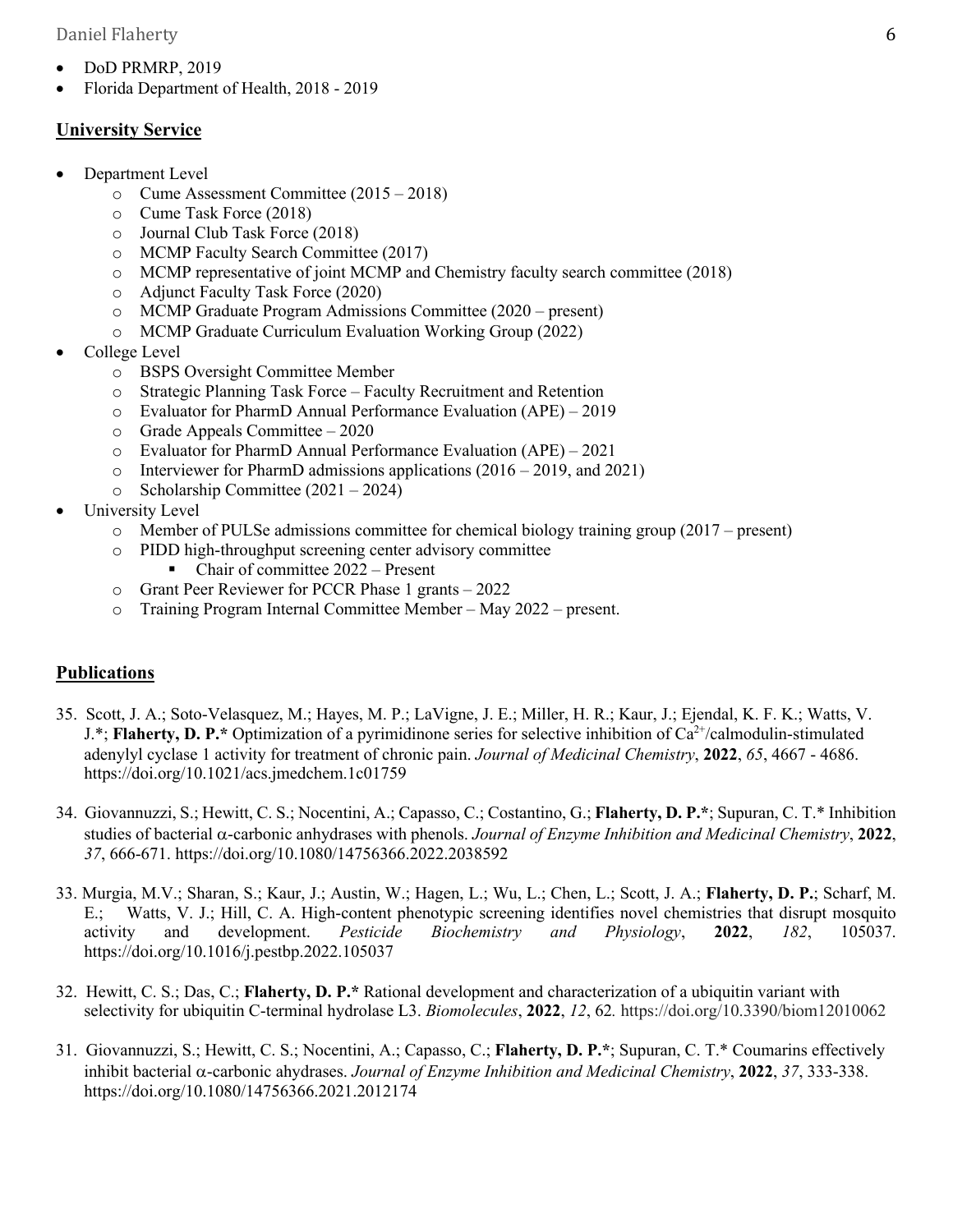- DoD PRMRP, 2019
- Florida Department of Health, 2018 - 2019

## University Service

- Department Level
  - Cume Assessment Committee (2015 – 2018)
  - Cume Task Force (2018)
  - Journal Club Task Force (2018)
  - MCMP Faculty Search Committee (2017)
  - MCMP representative of joint MCMP and Chemistry faculty search committee (2018)
  - Adjunct Faculty Task Force (2020)
  - MCMP Graduate Program Admissions Committee (2020 – present)
  - MCMP Graduate Curriculum Evaluation Working Group (2022)
- College Level
  - BSPS Oversight Committee Member
  - Strategic Planning Task Force – Faculty Recruitment and Retention
  - Evaluator for PharmD Annual Performance Evaluation (APE) – 2019
  - Grade Appeals Committee – 2020
  - Evaluator for PharmD Annual Performance Evaluation (APE) – 2021
  - Interviewer for PharmD admissions applications (2016 – 2019, and 2021)
  - Scholarship Committee (2021 – 2024)
- University Level
  - Member of PULSe admissions committee for chemical biology training group (2017 – present)
  - PIDD high-throughput screening center advisory committee
    - Chair of committee 2022 – Present
  - Grant Peer Reviewer for PCCR Phase 1 grants – 2022
  - Training Program Internal Committee Member – May 2022 – present.

## Publications

35. Scott, J. A.; Soto-Velasquez, M.; Hayes, M. P.; LaVigne, J. E.; Miller, H. R.; Kaur, J.; Ejendal, K. F. K.; Watts, V. J.*; **Flaherty, D. P.*** Optimization of a pyrimidinone series for selective inhibition of $Ca^{2+}$/calmodulin-stimulated adenylyl cyclase 1 activity for treatment of chronic pain. *Journal of Medicinal Chemistry*, **2022**, *65*, 4667 - 4686. https://doi.org/10.1021/acs.jmedchem.1c01759

34. Giovannuzzi, S.; Hewitt, C. S.; Nocentini, A.; Capasso, C.; Costantino, G.; **Flaherty, D. P.***; Supuran, C. T.* Inhibition studies of bacterial α-carbonic anhydrases with phenols. *Journal of Enzyme Inhibition and Medicinal Chemistry*, **2022**, *37*, 666-671. https://doi.org/10.1080/14756366.2022.2038592

33. Murgia, M.V.; Sharan, S.; Kaur, J.; Austin, W.; Hagen, L.; Wu, L.; Chen, L.; Scott, J. A.; **Flaherty, D. P.**; Scharf, M. E.; Watts, V. J.; Hill, C. A. High-content phenotypic screening identifies novel chemistries that disrupt mosquito activity and development. *Pesticide Biochemistry and Physiology*, **2022**, *182*, 105037. https://doi.org/10.1016/j.pestbp.2022.105037

32. Hewitt, C. S.; Das, C.; **Flaherty, D. P.*** Rational development and characterization of a ubiquitin variant with selectivity for ubiquitin C-terminal hydrolase L3. *Biomolecules*, **2022**, *12*, 62. https://doi.org/10.3390/biom12010062

31. Giovannuzzi, S.; Hewitt, C. S.; Nocentini, A.; Capasso, C.; **Flaherty, D. P.***; Supuran, C. T.* Coumarins effectively inhibit bacterial α-carbonic ahydrases. *Journal of Enzyme Inhibition and Medicinal Chemistry*, **2022**, *37*, 333-338. https://doi.org/10.1080/14756366.2021.2012174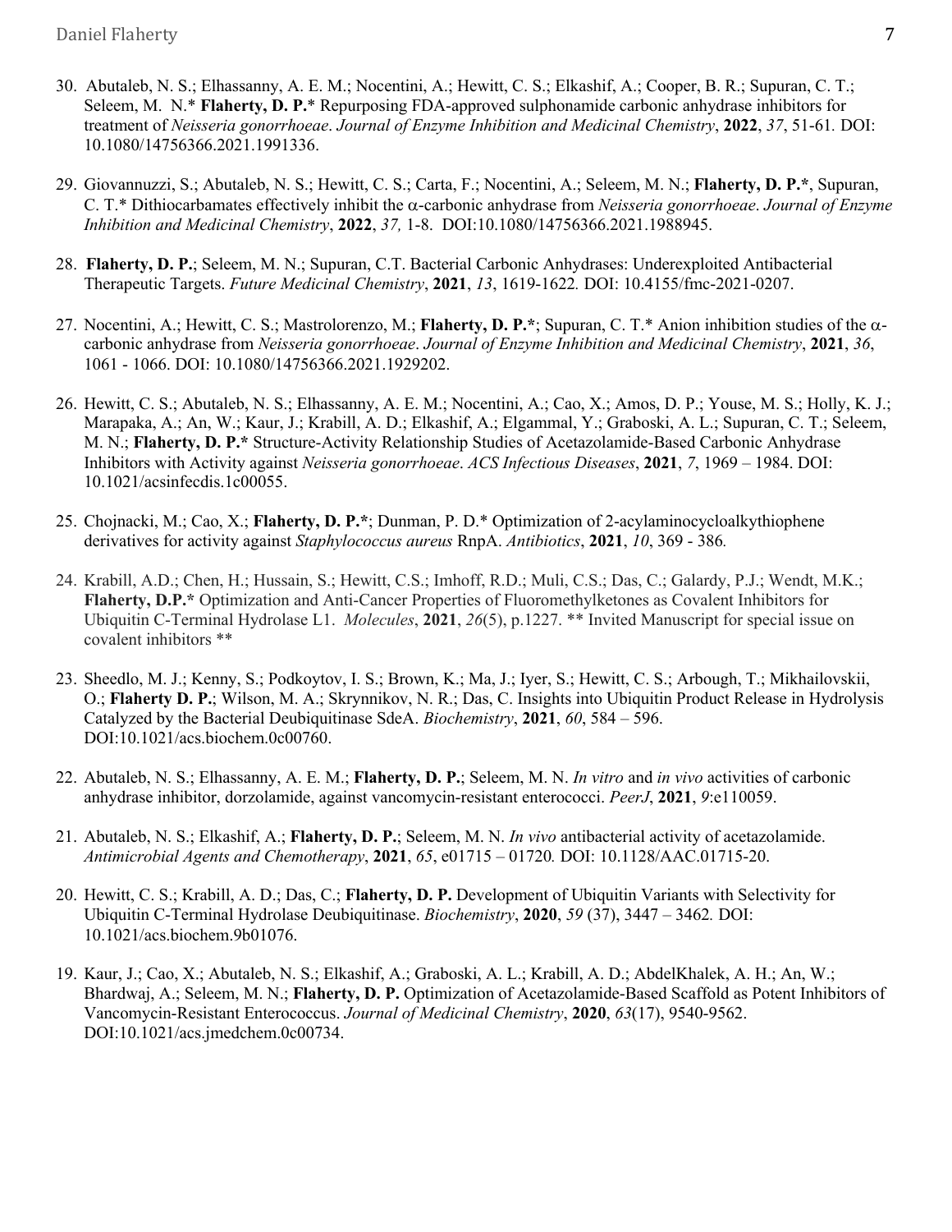30. Abutaleb, N. S.; Elhassanny, A. E. M.; Nocentini, A.; Hewitt, C. S.; Elkashif, A.; Cooper, B. R.; Supuran, C. T.; Seleem, M. N.* **Flaherty, D. P.*** Repurposing FDA-approved sulphonamide carbonic anhydrase inhibitors for treatment of *Neisseria gonorrhoeae*. *Journal of Enzyme Inhibition and Medicinal Chemistry*, **2022**, *37*, 51-61. DOI: 10.1080/14756366.2021.1991336.

29. Giovannuzzi, S.; Abutaleb, N. S.; Hewitt, C. S.; Carta, F.; Nocentini, A.; Seleem, M. N.; **Flaherty, D. P.***, Supuran, C. T.* Dithiocarbamates effectively inhibit the α-carbonic anhydrase from *Neisseria gonorrhoeae*. *Journal of Enzyme Inhibition and Medicinal Chemistry*, **2022**, *37,* 1-8. DOI:10.1080/14756366.2021.1988945.

28. **Flaherty, D. P.**; Seleem, M. N.; Supuran, C.T. Bacterial Carbonic Anhydrases: Underexploited Antibacterial Therapeutic Targets. *Future Medicinal Chemistry*, **2021**, *13*, 1619-1622. DOI: 10.4155/fmc-2021-0207.

27. Nocentini, A.; Hewitt, C. S.; Mastrolorenzo, M.; **Flaherty, D. P.***; Supuran, C. T.* Anion inhibition studies of the α-carbonic anhydrase from *Neisseria gonorrhoeae*. *Journal of Enzyme Inhibition and Medicinal Chemistry*, **2021**, *36*, 1061 - 1066. DOI: 10.1080/14756366.2021.1929202.

26. Hewitt, C. S.; Abutaleb, N. S.; Elhassanny, A. E. M.; Nocentini, A.; Cao, X.; Amos, D. P.; Youse, M. S.; Holly, K. J.; Marapaka, A.; An, W.; Kaur, J.; Krabill, A. D.; Elkashif, A.; Elgammal, Y.; Graboski, A. L.; Supuran, C. T.; Seleem, M. N.; **Flaherty, D. P.*** Structure-Activity Relationship Studies of Acetazolamide-Based Carbonic Anhydrase Inhibitors with Activity against *Neisseria gonorrhoeae*. *ACS Infectious Diseases*, **2021**, *7*, 1969 – 1984. DOI: 10.1021/acsinfecdis.1c00055.

25. Chojnacki, M.; Cao, X.; **Flaherty, D. P.***; Dunman, P. D.* Optimization of 2-acylaminocycloalkythiophene derivatives for activity against *Staphylococcus aureus* RnpA. *Antibiotics*, **2021**, *10*, 369 - 386*.*

24. Krabill, A.D.; Chen, H.; Hussain, S.; Hewitt, C.S.; Imhoff, R.D.; Muli, C.S.; Das, C.; Galardy, P.J.; Wendt, M.K.; **Flaherty, D.P.*** Optimization and Anti-Cancer Properties of Fluoromethylketones as Covalent Inhibitors for Ubiquitin C-Terminal Hydrolase L1. *Molecules*, **2021**, *26*(5), p.1227. ** Invited Manuscript for special issue on covalent inhibitors **

23. Sheedlo, M. J.; Kenny, S.; Podkoytov, I. S.; Brown, K.; Ma, J.; Iyer, S.; Hewitt, C. S.; Arbough, T.; Mikhailovskii, O.; **Flaherty D. P.**; Wilson, M. A.; Skrynnikov, N. R.; Das, C. Insights into Ubiquitin Product Release in Hydrolysis Catalyzed by the Bacterial Deubiquitinase SdeA. *Biochemistry*, **2021**, *60*, 584 – 596. DOI:10.1021/acs.biochem.0c00760.

22. Abutaleb, N. S.; Elhassanny, A. E. M.; **Flaherty, D. P.**; Seleem, M. N. *In vitro* and *in vivo* activities of carbonic anhydrase inhibitor, dorzolamide, against vancomycin-resistant enterococci. *PeerJ*, **2021**, *9*:e110059.

21. Abutaleb, N. S.; Elkashif, A.; **Flaherty, D. P.**; Seleem, M. N. *In vivo* antibacterial activity of acetazolamide. *Antimicrobial Agents and Chemotherapy*, **2021**, *65*, e01715 – 01720*.* DOI: 10.1128/AAC.01715-20.

20. Hewitt, C. S.; Krabill, A. D.; Das, C.; **Flaherty, D. P.** Development of Ubiquitin Variants with Selectivity for Ubiquitin C-Terminal Hydrolase Deubiquitinase. *Biochemistry*, **2020**, *59* (37), 3447 – 3462*.* DOI: 10.1021/acs.biochem.9b01076.

19. Kaur, J.; Cao, X.; Abutaleb, N. S.; Elkashif, A.; Graboski, A. L.; Krabill, A. D.; AbdelKhalek, A. H.; An, W.; Bhardwaj, A.; Seleem, M. N.; **Flaherty, D. P.** Optimization of Acetazolamide-Based Scaffold as Potent Inhibitors of Vancomycin-Resistant Enterococcus. *Journal of Medicinal Chemistry*, **2020**, *63*(17), 9540-9562. DOI:10.1021/acs.jmedchem.0c00734.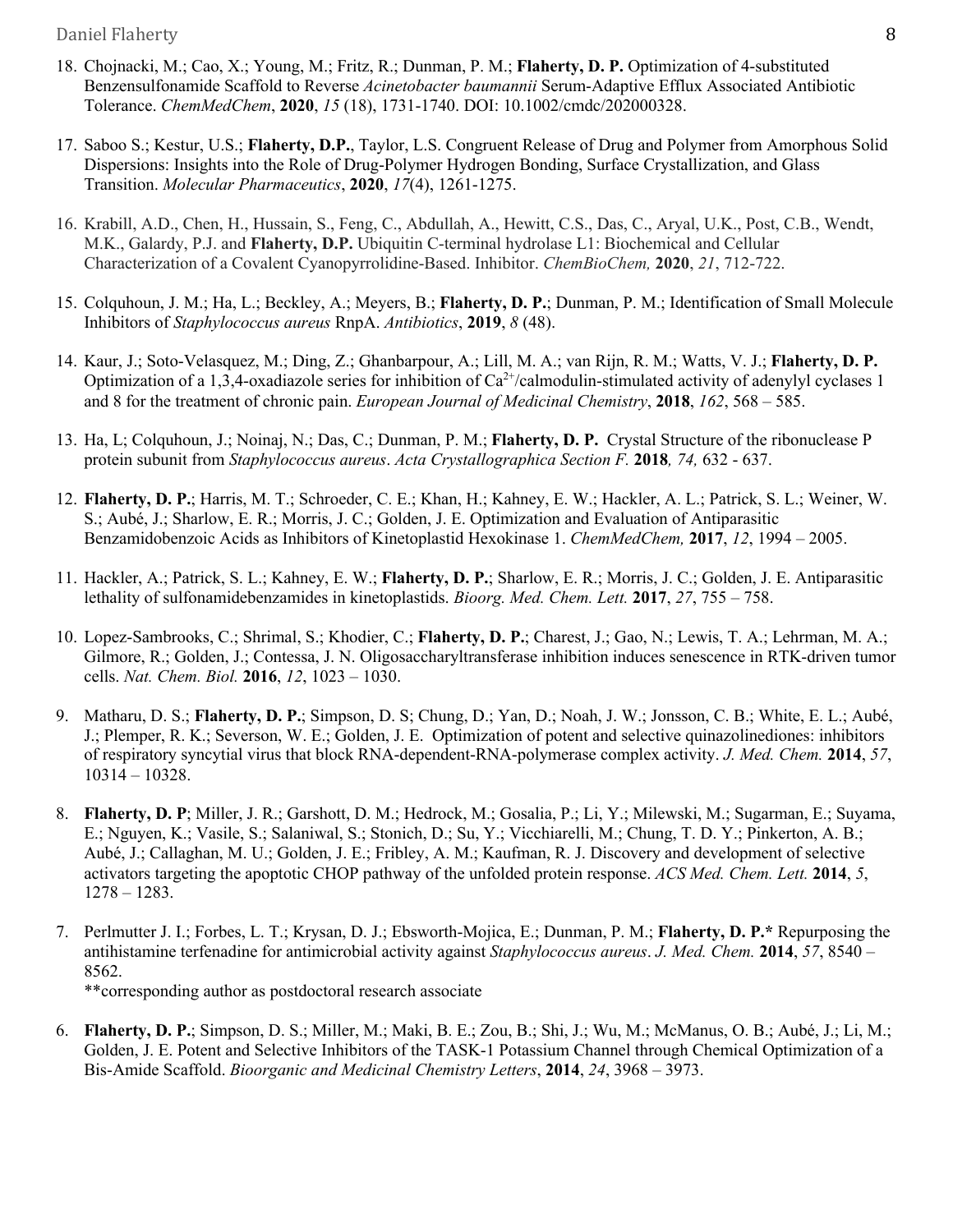18. Chojnacki, M.; Cao, X.; Young, M.; Fritz, R.; Dunman, P. M.; **Flaherty, D. P.** Optimization of 4-substituted Benzensulfonamide Scaffold to Reverse *Acinetobacter baumannii* Serum-Adaptive Efflux Associated Antibiotic Tolerance. *ChemMedChem*, **2020**, *15* (18), 1731-1740. DOI: 10.1002/cmdc/202000328.

17. Saboo S.; Kestur, U.S.; **Flaherty, D.P.**, Taylor, L.S. Congruent Release of Drug and Polymer from Amorphous Solid Dispersions: Insights into the Role of Drug-Polymer Hydrogen Bonding, Surface Crystallization, and Glass Transition. *Molecular Pharmaceutics*, **2020**, *17*(4), 1261-1275.

16. Krabill, A.D., Chen, H., Hussain, S., Feng, C., Abdullah, A., Hewitt, C.S., Das, C., Aryal, U.K., Post, C.B., Wendt, M.K., Galardy, P.J. and **Flaherty, D.P.** Ubiquitin C-terminal hydrolase L1: Biochemical and Cellular Characterization of a Covalent Cyanopyrrolidine-Based. Inhibitor. *ChemBioChem,* **2020**, *21*, 712-722.

15. Colquhoun, J. M.; Ha, L.; Beckley, A.; Meyers, B.; **Flaherty, D. P.**; Dunman, P. M.; Identification of Small Molecule Inhibitors of *Staphylococcus aureus* RnpA. *Antibiotics*, **2019**, *8* (48).

14. Kaur, J.; Soto-Velasquez, M.; Ding, Z.; Ghanbarpour, A.; Lill, M. A.; van Rijn, R. M.; Watts, V. J.; **Flaherty, D. P.** Optimization of a 1,3,4-oxadiazole series for inhibition of $Ca^{2+}$/calmodulin-stimulated activity of adenylyl cyclases 1 and 8 for the treatment of chronic pain. *European Journal of Medicinal Chemistry*, **2018**, *162*, 568 – 585.

13. Ha, L; Colquhoun, J.; Noinaj, N.; Das, C.; Dunman, P. M.; **Flaherty, D. P.** Crystal Structure of the ribonuclease P protein subunit from *Staphylococcus aureus*. *Acta Crystallographica Section F.* **2018***, 74,* 632 - 637.

12. **Flaherty, D. P.**; Harris, M. T.; Schroeder, C. E.; Khan, H.; Kahney, E. W.; Hackler, A. L.; Patrick, S. L.; Weiner, W. S.; Aubé, J.; Sharlow, E. R.; Morris, J. C.; Golden, J. E. Optimization and Evaluation of Antiparasitic Benzamidobenzoic Acids as Inhibitors of Kinetoplastid Hexokinase 1. *ChemMedChem,* **2017**, *12*, 1994 – 2005.

11. Hackler, A.; Patrick, S. L.; Kahney, E. W.; **Flaherty, D. P.**; Sharlow, E. R.; Morris, J. C.; Golden, J. E. Antiparasitic lethality of sulfonamidebenzamides in kinetoplastids. *Bioorg. Med. Chem. Lett.* **2017**, *27*, 755 – 758.

10. Lopez-Sambrooks, C.; Shrimal, S.; Khodier, C.; **Flaherty, D. P.**; Charest, J.; Gao, N.; Lewis, T. A.; Lehrman, M. A.; Gilmore, R.; Golden, J.; Contessa, J. N. Oligosaccharyltransferase inhibition induces senescence in RTK-driven tumor cells. *Nat. Chem. Biol.* **2016**, *12*, 1023 – 1030.

9. Matharu, D. S.; **Flaherty, D. P.**; Simpson, D. S; Chung, D.; Yan, D.; Noah, J. W.; Jonsson, C. B.; White, E. L.; Aubé, J.; Plemper, R. K.; Severson, W. E.; Golden, J. E. Optimization of potent and selective quinazolinediones: inhibitors of respiratory syncytial virus that block RNA-dependent-RNA-polymerase complex activity. *J. Med. Chem.* **2014**, *57*, 10314 – 10328.

8. **Flaherty, D. P**; Miller, J. R.; Garshott, D. M.; Hedrock, M.; Gosalia, P.; Li, Y.; Milewski, M.; Sugarman, E.; Suyama, E.; Nguyen, K.; Vasile, S.; Salaniwal, S.; Stonich, D.; Su, Y.; Vicchiarelli, M.; Chung, T. D. Y.; Pinkerton, A. B.; Aubé, J.; Callaghan, M. U.; Golden, J. E.; Fribley, A. M.; Kaufman, R. J. Discovery and development of selective activators targeting the apoptotic CHOP pathway of the unfolded protein response. *ACS Med. Chem. Lett.* **2014**, *5*, 1278 – 1283.

7. Perlmutter J. I.; Forbes, L. T.; Krysan, D. J.; Ebsworth-Mojica, E.; Dunman, P. M.; **Flaherty, D. P.*** Repurposing the antihistamine terfenadine for antimicrobial activity against *Staphylococcus aureus*. *J. Med. Chem.* **2014**, *57*, 8540 – 8562.
   **corresponding author as postdoctoral research associate

6. **Flaherty, D. P.**; Simpson, D. S.; Miller, M.; Maki, B. E.; Zou, B.; Shi, J.; Wu, M.; McManus, O. B.; Aubé, J.; Li, M.; Golden, J. E. Potent and Selective Inhibitors of the TASK-1 Potassium Channel through Chemical Optimization of a Bis-Amide Scaffold. *Bioorganic and Medicinal Chemistry Letters*, **2014**, *24*, 3968 – 3973.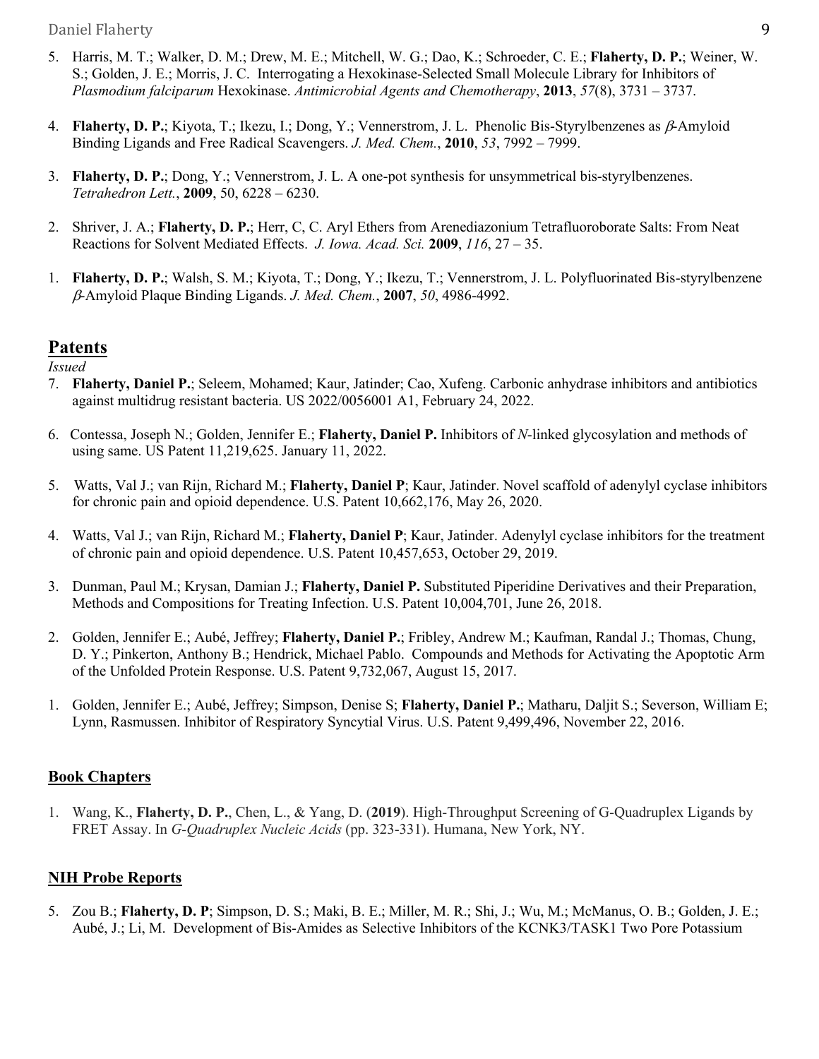5. Harris, M. T.; Walker, D. M.; Drew, M. E.; Mitchell, W. G.; Dao, K.; Schroeder, C. E.; **Flaherty, D. P.**; Weiner, W. S.; Golden, J. E.; Morris, J. C. Interrogating a Hexokinase-Selected Small Molecule Library for Inhibitors of *Plasmodium falciparum* Hexokinase. *Antimicrobial Agents and Chemotherapy*, **2013**, *57*(8), 3731 – 3737.

4. **Flaherty, D. P.**; Kiyota, T.; Ikezu, I.; Dong, Y.; Vennerstrom, J. L. Phenolic Bis-Styrylbenzenes as $\beta$-Amyloid Binding Ligands and Free Radical Scavengers. *J. Med. Chem.*, **2010**, *53*, 7992 – 7999.

3. **Flaherty, D. P.**; Dong, Y.; Vennerstrom, J. L. A one-pot synthesis for unsymmetrical bis-styrylbenzenes. *Tetrahedron Lett.*, **2009**, 50, 6228 – 6230.

2. Shriver, J. A.; **Flaherty, D. P.**; Herr, C, C. Aryl Ethers from Arenediazonium Tetrafluoroborate Salts: From Neat Reactions for Solvent Mediated Effects. *J. Iowa. Acad. Sci.* **2009**, *116*, 27 – 35.

1. **Flaherty, D. P.**; Walsh, S. M.; Kiyota, T.; Dong, Y.; Ikezu, T.; Vennerstrom, J. L. Polyfluorinated Bis-styrylbenzene $\beta$-Amyloid Plaque Binding Ligands. *J. Med. Chem.*, **2007**, *50*, 4986-4992.

## Patents

*Issued*

7. **Flaherty, Daniel P.**; Seleem, Mohamed; Kaur, Jatinder; Cao, Xufeng. Carbonic anhydrase inhibitors and antibiotics against multidrug resistant bacteria. US 2022/0056001 A1, February 24, 2022.

6. Contessa, Joseph N.; Golden, Jennifer E.; **Flaherty, Daniel P.** Inhibitors of *N*-linked glycosylation and methods of using same. US Patent 11,219,625. January 11, 2022.

5. Watts, Val J.; van Rijn, Richard M.; **Flaherty, Daniel P**; Kaur, Jatinder. Novel scaffold of adenylyl cyclase inhibitors for chronic pain and opioid dependence. U.S. Patent 10,662,176, May 26, 2020.

4. Watts, Val J.; van Rijn, Richard M.; **Flaherty, Daniel P**; Kaur, Jatinder. Adenylyl cyclase inhibitors for the treatment of chronic pain and opioid dependence. U.S. Patent 10,457,653, October 29, 2019.

3. Dunman, Paul M.; Krysan, Damian J.; **Flaherty, Daniel P.** Substituted Piperidine Derivatives and their Preparation, Methods and Compositions for Treating Infection. U.S. Patent 10,004,701, June 26, 2018.

2. Golden, Jennifer E.; Aubé, Jeffrey; **Flaherty, Daniel P.**; Fribley, Andrew M.; Kaufman, Randal J.; Thomas, Chung, D. Y.; Pinkerton, Anthony B.; Hendrick, Michael Pablo. Compounds and Methods for Activating the Apoptotic Arm of the Unfolded Protein Response. U.S. Patent 9,732,067, August 15, 2017.

1. Golden, Jennifer E.; Aubé, Jeffrey; Simpson, Denise S; **Flaherty, Daniel P.**; Matharu, Daljit S.; Severson, William E; Lynn, Rasmussen. Inhibitor of Respiratory Syncytial Virus. U.S. Patent 9,499,496, November 22, 2016.

## Book Chapters

1. Wang, K., **Flaherty, D. P.**, Chen, L., & Yang, D. (**2019**). High-Throughput Screening of G-Quadruplex Ligands by FRET Assay. In *G-Quadruplex Nucleic Acids* (pp. 323-331). Humana, New York, NY.

## NIH Probe Reports

5. Zou B.; **Flaherty, D. P**; Simpson, D. S.; Maki, B. E.; Miller, M. R.; Shi, J.; Wu, M.; McManus, O. B.; Golden, J. E.; Aubé, J.; Li, M. Development of Bis-Amides as Selective Inhibitors of the KCNK3/TASK1 Two Pore Potassium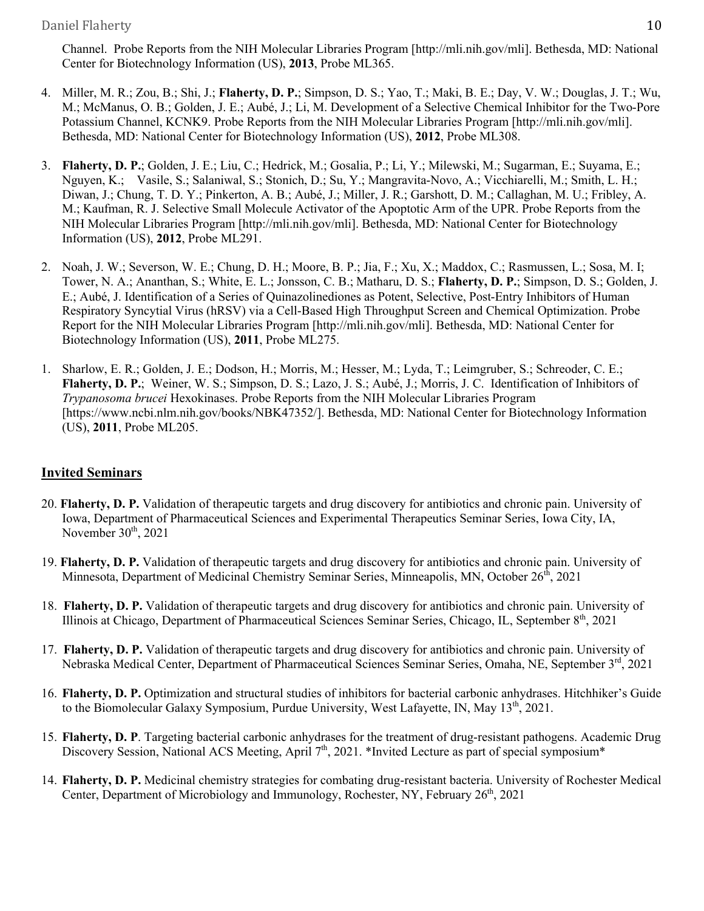Channel. Probe Reports from the NIH Molecular Libraries Program [http://mli.nih.gov/mli]. Bethesda, MD: National Center for Biotechnology Information (US), **2013**, Probe ML365.

4. Miller, M. R.; Zou, B.; Shi, J.; **Flaherty, D. P.**; Simpson, D. S.; Yao, T.; Maki, B. E.; Day, V. W.; Douglas, J. T.; Wu, M.; McManus, O. B.; Golden, J. E.; Aubé, J.; Li, M. Development of a Selective Chemical Inhibitor for the Two-Pore Potassium Channel, KCNK9. Probe Reports from the NIH Molecular Libraries Program [http://mli.nih.gov/mli]. Bethesda, MD: National Center for Biotechnology Information (US), **2012**, Probe ML308.

3. **Flaherty, D. P.**; Golden, J. E.; Liu, C.; Hedrick, M.; Gosalia, P.; Li, Y.; Milewski, M.; Sugarman, E.; Suyama, E.; Nguyen, K.; Vasile, S.; Salaniwal, S.; Stonich, D.; Su, Y.; Mangravita-Novo, A.; Vicchiarelli, M.; Smith, L. H.; Diwan, J.; Chung, T. D. Y.; Pinkerton, A. B.; Aubé, J.; Miller, J. R.; Garshott, D. M.; Callaghan, M. U.; Fribley, A. M.; Kaufman, R. J. Selective Small Molecule Activator of the Apoptotic Arm of the UPR. Probe Reports from the NIH Molecular Libraries Program [http://mli.nih.gov/mli]. Bethesda, MD: National Center for Biotechnology Information (US), **2012**, Probe ML291.

2. Noah, J. W.; Severson, W. E.; Chung, D. H.; Moore, B. P.; Jia, F.; Xu, X.; Maddox, C.; Rasmussen, L.; Sosa, M. I; Tower, N. A.; Ananthan, S.; White, E. L.; Jonsson, C. B.; Matharu, D. S.; **Flaherty, D. P.**; Simpson, D. S.; Golden, J. E.; Aubé, J. Identification of a Series of Quinazolinediones as Potent, Selective, Post-Entry Inhibitors of Human Respiratory Syncytial Virus (hRSV) via a Cell-Based High Throughput Screen and Chemical Optimization. Probe Report for the NIH Molecular Libraries Program [http://mli.nih.gov/mli]. Bethesda, MD: National Center for Biotechnology Information (US), **2011**, Probe ML275.

1. Sharlow, E. R.; Golden, J. E.; Dodson, H.; Morris, M.; Hesser, M.; Lyda, T.; Leimgruber, S.; Schreoder, C. E.; **Flaherty, D. P.**; Weiner, W. S.; Simpson, D. S.; Lazo, J. S.; Aubé, J.; Morris, J. C. Identification of Inhibitors of *Trypanosoma brucei* Hexokinases. Probe Reports from the NIH Molecular Libraries Program [https://www.ncbi.nlm.nih.gov/books/NBK47352/]. Bethesda, MD: National Center for Biotechnology Information (US), **2011**, Probe ML205.

## Invited Seminars

20. **Flaherty, D. P.** Validation of therapeutic targets and drug discovery for antibiotics and chronic pain. University of Iowa, Department of Pharmaceutical Sciences and Experimental Therapeutics Seminar Series, Iowa City, IA, November 30th, 2021

19. **Flaherty, D. P.** Validation of therapeutic targets and drug discovery for antibiotics and chronic pain. University of Minnesota, Department of Medicinal Chemistry Seminar Series, Minneapolis, MN, October 26th, 2021

18. **Flaherty, D. P.** Validation of therapeutic targets and drug discovery for antibiotics and chronic pain. University of Illinois at Chicago, Department of Pharmaceutical Sciences Seminar Series, Chicago, IL, September 8th, 2021

17. **Flaherty, D. P.** Validation of therapeutic targets and drug discovery for antibiotics and chronic pain. University of Nebraska Medical Center, Department of Pharmaceutical Sciences Seminar Series, Omaha, NE, September 3rd, 2021

16. **Flaherty, D. P.** Optimization and structural studies of inhibitors for bacterial carbonic anhydrases. Hitchhiker's Guide to the Biomolecular Galaxy Symposium, Purdue University, West Lafayette, IN, May 13th, 2021.

15. **Flaherty, D. P**. Targeting bacterial carbonic anhydrases for the treatment of drug-resistant pathogens. Academic Drug Discovery Session, National ACS Meeting, April 7th, 2021. *Invited Lecture as part of special symposium*

14. **Flaherty, D. P.** Medicinal chemistry strategies for combating drug-resistant bacteria. University of Rochester Medical Center, Department of Microbiology and Immunology, Rochester, NY, February 26th, 2021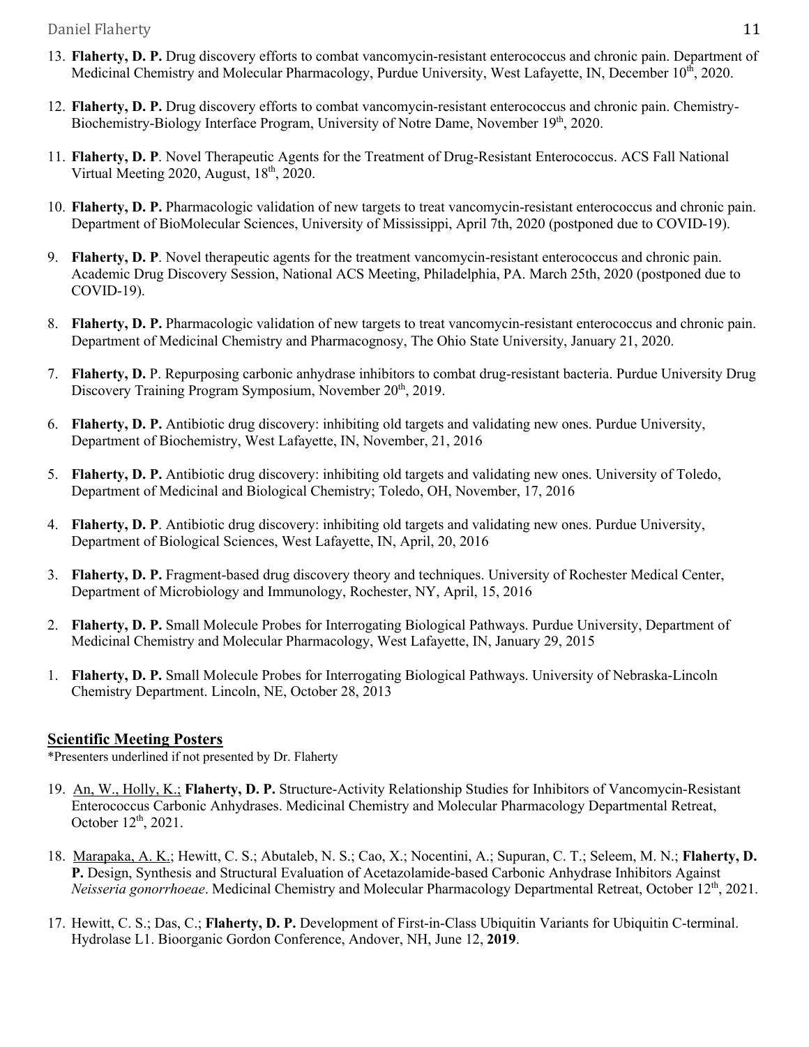13. **Flaherty, D. P.** Drug discovery efforts to combat vancomycin-resistant enterococcus and chronic pain. Department of Medicinal Chemistry and Molecular Pharmacology, Purdue University, West Lafayette, IN, December 10th, 2020.

12. **Flaherty, D. P.** Drug discovery efforts to combat vancomycin-resistant enterococcus and chronic pain. Chemistry-Biochemistry-Biology Interface Program, University of Notre Dame, November 19th, 2020.

11. **Flaherty, D. P**. Novel Therapeutic Agents for the Treatment of Drug-Resistant Enterococcus. ACS Fall National Virtual Meeting 2020, August, 18th, 2020.

10. **Flaherty, D. P.** Pharmacologic validation of new targets to treat vancomycin-resistant enterococcus and chronic pain. Department of BioMolecular Sciences, University of Mississippi, April 7th, 2020 (postponed due to COVID-19).

9. **Flaherty, D. P**. Novel therapeutic agents for the treatment vancomycin-resistant enterococcus and chronic pain. Academic Drug Discovery Session, National ACS Meeting, Philadelphia, PA. March 25th, 2020 (postponed due to COVID-19).

8. **Flaherty, D. P.** Pharmacologic validation of new targets to treat vancomycin-resistant enterococcus and chronic pain. Department of Medicinal Chemistry and Pharmacognosy, The Ohio State University, January 21, 2020.

7. **Flaherty, D.** P. Repurposing carbonic anhydrase inhibitors to combat drug-resistant bacteria. Purdue University Drug Discovery Training Program Symposium, November 20th, 2019.

6. **Flaherty, D. P.** Antibiotic drug discovery: inhibiting old targets and validating new ones. Purdue University, Department of Biochemistry, West Lafayette, IN, November, 21, 2016

5. **Flaherty, D. P.** Antibiotic drug discovery: inhibiting old targets and validating new ones. University of Toledo, Department of Medicinal and Biological Chemistry; Toledo, OH, November, 17, 2016

4. **Flaherty, D. P**. Antibiotic drug discovery: inhibiting old targets and validating new ones. Purdue University, Department of Biological Sciences, West Lafayette, IN, April, 20, 2016

3. **Flaherty, D. P.** Fragment-based drug discovery theory and techniques. University of Rochester Medical Center, Department of Microbiology and Immunology, Rochester, NY, April, 15, 2016

2. **Flaherty, D. P.** Small Molecule Probes for Interrogating Biological Pathways. Purdue University, Department of Medicinal Chemistry and Molecular Pharmacology, West Lafayette, IN, January 29, 2015

1. **Flaherty, D. P.** Small Molecule Probes for Interrogating Biological Pathways. University of Nebraska-Lincoln Chemistry Department. Lincoln, NE, October 28, 2013

## Scientific Meeting Posters

*Presenters underlined if not presented by Dr. Flaherty

19. <u>An, W., Holly, K.;</u> **Flaherty, D. P.** Structure-Activity Relationship Studies for Inhibitors of Vancomycin-Resistant Enterococcus Carbonic Anhydrases. Medicinal Chemistry and Molecular Pharmacology Departmental Retreat, October 12th, 2021.

18. <u>Marapaka, A. K.</u>; Hewitt, C. S.; Abutaleb, N. S.; Cao, X.; Nocentini, A.; Supuran, C. T.; Seleem, M. N.; **Flaherty, D. P.** Design, Synthesis and Structural Evaluation of Acetazolamide-based Carbonic Anhydrase Inhibitors Against *Neisseria gonorrhoeae*. Medicinal Chemistry and Molecular Pharmacology Departmental Retreat, October 12th, 2021.

17. Hewitt, C. S.; Das, C.; **Flaherty, D. P.** Development of First-in-Class Ubiquitin Variants for Ubiquitin C-terminal. Hydrolase L1. Bioorganic Gordon Conference, Andover, NH, June 12, **2019**.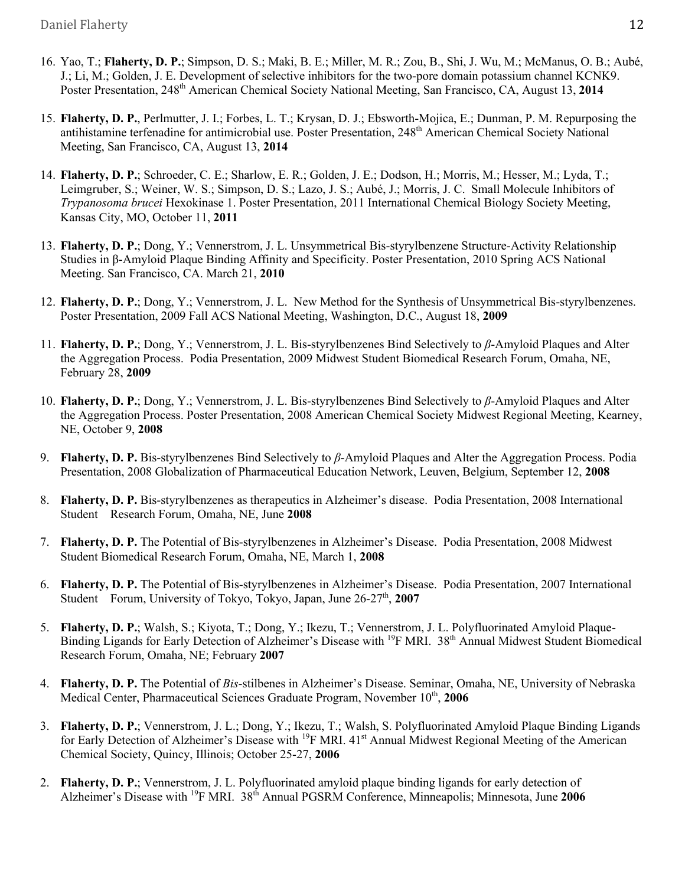16. Yao, T.; **Flaherty, D. P.**; Simpson, D. S.; Maki, B. E.; Miller, M. R.; Zou, B., Shi, J. Wu, M.; McManus, O. B.; Aubé, J.; Li, M.; Golden, J. E. Development of selective inhibitors for the two-pore domain potassium channel KCNK9. Poster Presentation, 248th American Chemical Society National Meeting, San Francisco, CA, August 13, **2014**

15. **Flaherty, D. P.**, Perlmutter, J. I.; Forbes, L. T.; Krysan, D. J.; Ebsworth-Mojica, E.; Dunman, P. M. Repurposing the antihistamine terfenadine for antimicrobial use. Poster Presentation, 248th American Chemical Society National Meeting, San Francisco, CA, August 13, **2014**

14. **Flaherty, D. P.**; Schroeder, C. E.; Sharlow, E. R.; Golden, J. E.; Dodson, H.; Morris, M.; Hesser, M.; Lyda, T.; Leimgruber, S.; Weiner, W. S.; Simpson, D. S.; Lazo, J. S.; Aubé, J.; Morris, J. C. Small Molecule Inhibitors of *Trypanosoma brucei* Hexokinase 1. Poster Presentation, 2011 International Chemical Biology Society Meeting, Kansas City, MO, October 11, **2011**

13. **Flaherty, D. P.**; Dong, Y.; Vennerstrom, J. L. Unsymmetrical Bis-styrylbenzene Structure-Activity Relationship Studies in β-Amyloid Plaque Binding Affinity and Specificity. Poster Presentation, 2010 Spring ACS National Meeting. San Francisco, CA. March 21, **2010**

12. **Flaherty, D. P.**; Dong, Y.; Vennerstrom, J. L. New Method for the Synthesis of Unsymmetrical Bis-styrylbenzenes. Poster Presentation, 2009 Fall ACS National Meeting, Washington, D.C., August 18, **2009**

11. **Flaherty, D. P.**; Dong, Y.; Vennerstrom, J. L. Bis-styrylbenzenes Bind Selectively to *β*-Amyloid Plaques and Alter the Aggregation Process. Podia Presentation, 2009 Midwest Student Biomedical Research Forum, Omaha, NE, February 28, **2009**

10. **Flaherty, D. P.**; Dong, Y.; Vennerstrom, J. L. Bis-styrylbenzenes Bind Selectively to *β*-Amyloid Plaques and Alter the Aggregation Process. Poster Presentation, 2008 American Chemical Society Midwest Regional Meeting, Kearney, NE, October 9, **2008**

9. **Flaherty, D. P.** Bis-styrylbenzenes Bind Selectively to *β*-Amyloid Plaques and Alter the Aggregation Process. Podia Presentation, 2008 Globalization of Pharmaceutical Education Network, Leuven, Belgium, September 12, **2008**

8. **Flaherty, D. P.** Bis-styrylbenzenes as therapeutics in Alzheimer's disease. Podia Presentation, 2008 International Student Research Forum, Omaha, NE, June **2008**

7. **Flaherty, D. P.** The Potential of Bis-styrylbenzenes in Alzheimer's Disease. Podia Presentation, 2008 Midwest Student Biomedical Research Forum, Omaha, NE, March 1, **2008**

6. **Flaherty, D. P.** The Potential of Bis-styrylbenzenes in Alzheimer's Disease. Podia Presentation, 2007 International Student Forum, University of Tokyo, Tokyo, Japan, June 26-27th, **2007**

5. **Flaherty, D. P.**; Walsh, S.; Kiyota, T.; Dong, Y.; Ikezu, T.; Vennerstrom, J. L. Polyfluorinated Amyloid Plaque-Binding Ligands for Early Detection of Alzheimer's Disease with $^{19}F$ MRI. 38th Annual Midwest Student Biomedical Research Forum, Omaha, NE; February **2007**

4. **Flaherty, D. P.** The Potential of *Bis*-stilbenes in Alzheimer's Disease. Seminar, Omaha, NE, University of Nebraska Medical Center, Pharmaceutical Sciences Graduate Program, November 10th, **2006**

3. **Flaherty, D. P.**; Vennerstrom, J. L.; Dong, Y.; Ikezu, T.; Walsh, S. Polyfluorinated Amyloid Plaque Binding Ligands for Early Detection of Alzheimer's Disease with $^{19}F$ MRI. 41st Annual Midwest Regional Meeting of the American Chemical Society, Quincy, Illinois; October 25-27, **2006**

2. **Flaherty, D. P.**; Vennerstrom, J. L. Polyfluorinated amyloid plaque binding ligands for early detection of Alzheimer's Disease with $^{19}F$ MRI. 38th Annual PGSRM Conference, Minneapolis; Minnesota, June **2006**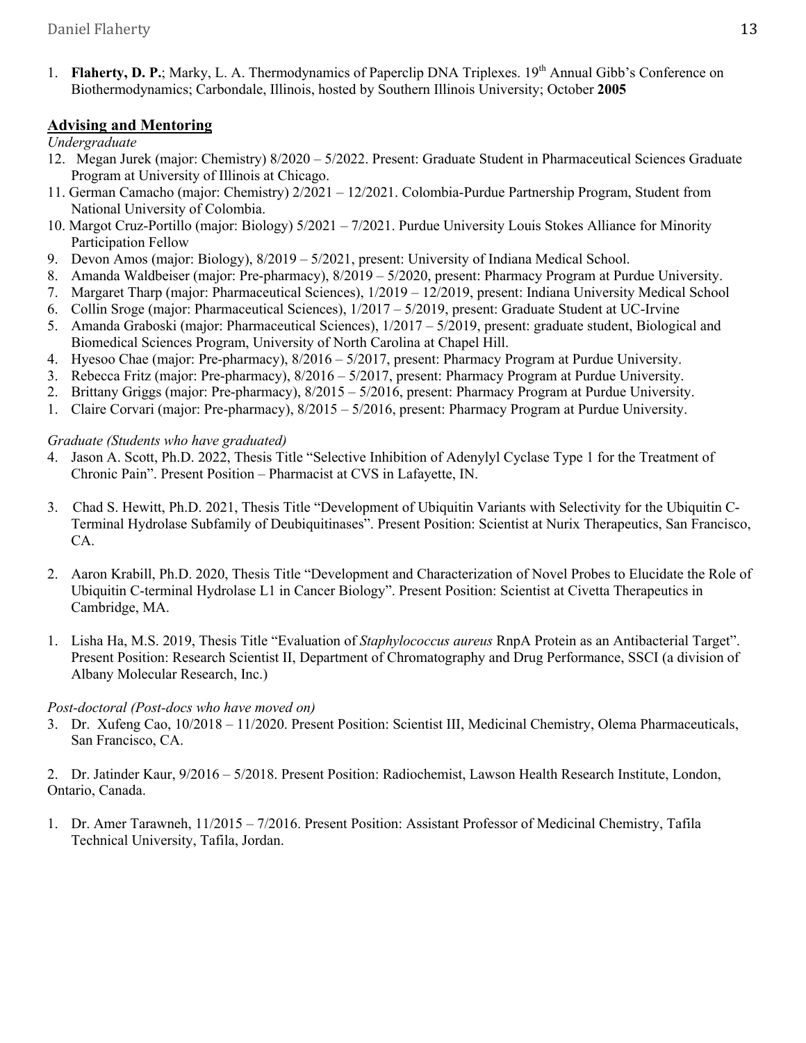1. **Flaherty, D. P.**; Marky, L. A. Thermodynamics of Paperclip DNA Triplexes. 19th Annual Gibb's Conference on Biothermodynamics; Carbondale, Illinois, hosted by Southern Illinois University; October **2005**

## Advising and Mentoring

*Undergraduate*

12. Megan Jurek (major: Chemistry) 8/2020 – 5/2022. Present: Graduate Student in Pharmaceutical Sciences Graduate Program at University of Illinois at Chicago.
11. German Camacho (major: Chemistry) 2/2021 – 12/2021. Colombia-Purdue Partnership Program, Student from National University of Colombia.
10. Margot Cruz-Portillo (major: Biology) 5/2021 – 7/2021. Purdue University Louis Stokes Alliance for Minority Participation Fellow
9. Devon Amos (major: Biology), 8/2019 – 5/2021, present: University of Indiana Medical School.
8. Amanda Waldbeiser (major: Pre-pharmacy), 8/2019 – 5/2020, present: Pharmacy Program at Purdue University.
7. Margaret Tharp (major: Pharmaceutical Sciences), 1/2019 – 12/2019, present: Indiana University Medical School
6. Collin Sroge (major: Pharmaceutical Sciences), 1/2017 – 5/2019, present: Graduate Student at UC-Irvine
5. Amanda Graboski (major: Pharmaceutical Sciences), 1/2017 – 5/2019, present: graduate student, Biological and Biomedical Sciences Program, University of North Carolina at Chapel Hill.
4. Hyesoo Chae (major: Pre-pharmacy), 8/2016 – 5/2017, present: Pharmacy Program at Purdue University.
3. Rebecca Fritz (major: Pre-pharmacy), 8/2016 – 5/2017, present: Pharmacy Program at Purdue University.
2. Brittany Griggs (major: Pre-pharmacy), 8/2015 – 5/2016, present: Pharmacy Program at Purdue University.
1. Claire Corvari (major: Pre-pharmacy), 8/2015 – 5/2016, present: Pharmacy Program at Purdue University.

*Graduate (Students who have graduated)*

4. Jason A. Scott, Ph.D. 2022, Thesis Title "Selective Inhibition of Adenylyl Cyclase Type 1 for the Treatment of Chronic Pain". Present Position – Pharmacist at CVS in Lafayette, IN.

3. Chad S. Hewitt, Ph.D. 2021, Thesis Title "Development of Ubiquitin Variants with Selectivity for the Ubiquitin C-Terminal Hydrolase Subfamily of Deubiquitinases". Present Position: Scientist at Nurix Therapeutics, San Francisco, CA.

2. Aaron Krabill, Ph.D. 2020, Thesis Title "Development and Characterization of Novel Probes to Elucidate the Role of Ubiquitin C-terminal Hydrolase L1 in Cancer Biology". Present Position: Scientist at Civetta Therapeutics in Cambridge, MA.

1. Lisha Ha, M.S. 2019, Thesis Title "Evaluation of *Staphylococcus aureus* RnpA Protein as an Antibacterial Target". Present Position: Research Scientist II, Department of Chromatography and Drug Performance, SSCI (a division of Albany Molecular Research, Inc.)

*Post-doctoral (Post-docs who have moved on)*

3. Dr. Xufeng Cao, 10/2018 – 11/2020. Present Position: Scientist III, Medicinal Chemistry, Olema Pharmaceuticals, San Francisco, CA.

2. Dr. Jatinder Kaur, 9/2016 – 5/2018. Present Position: Radiochemist, Lawson Health Research Institute, London, Ontario, Canada.

1. Dr. Amer Tarawneh, 11/2015 – 7/2016. Present Position: Assistant Professor of Medicinal Chemistry, Tafila Technical University, Tafila, Jordan.